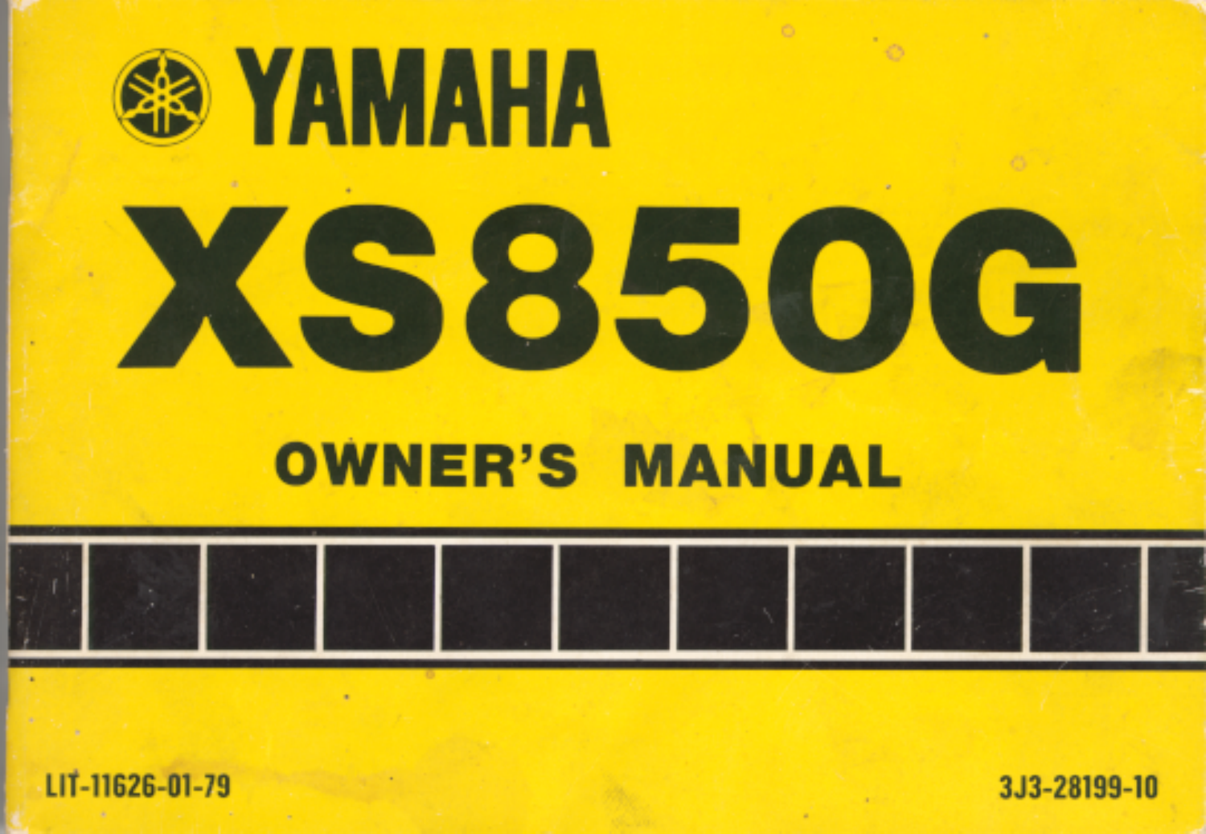# YAMAHA

# XS850G

## OWNER'S MANUAL

LIT-11626-01-79

3J3-28199-10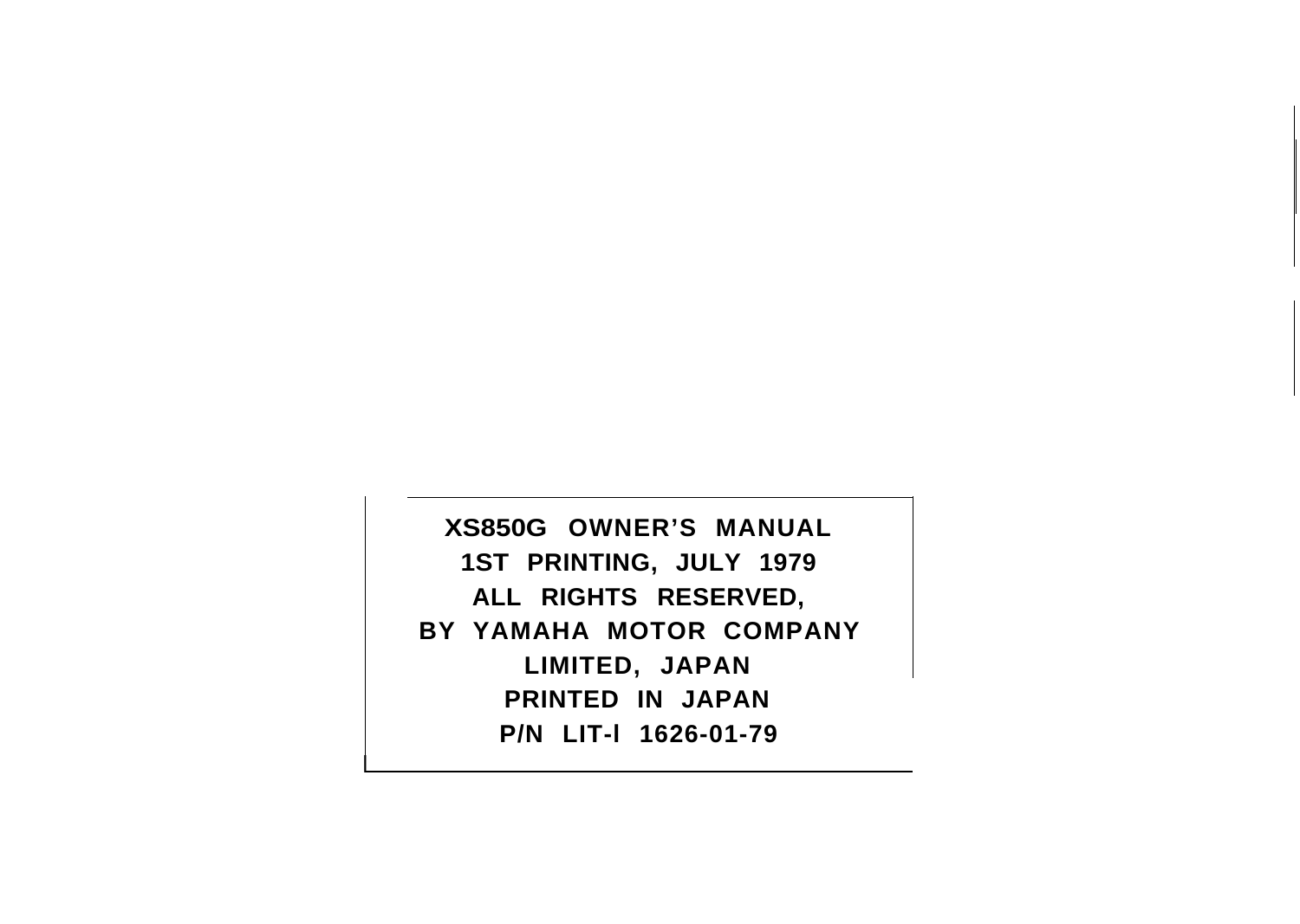**XS850G OWNER'S MANUAL**
**1ST PRINTING, JULY 1979**
**ALL RIGHTS RESERVED,**
**BY YAMAHA MOTOR COMPANY**
**LIMITED, JAPAN**
**PRINTED IN JAPAN**
**P/N LIT-l 1626-01-79**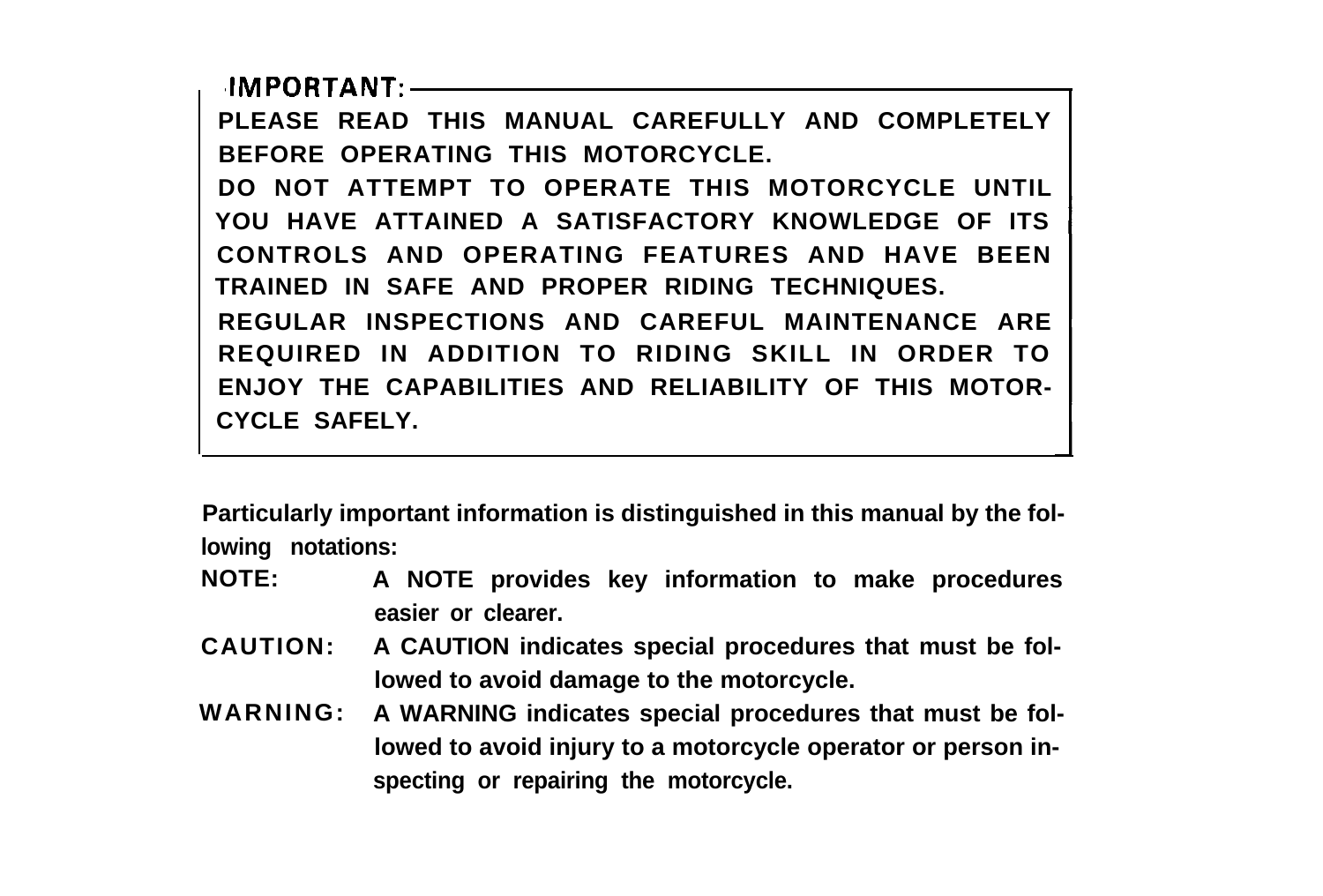**IMPORTANT:**

**PLEASE READ THIS MANUAL CAREFULLY AND COMPLETELY BEFORE OPERATING THIS MOTORCYCLE.**

**DO NOT ATTEMPT TO OPERATE THIS MOTORCYCLE UNTIL YOU HAVE ATTAINED A SATISFACTORY KNOWLEDGE OF ITS CONTROLS AND OPERATING FEATURES AND HAVE BEEN TRAINED IN SAFE AND PROPER RIDING TECHNIQUES.**

**REGULAR INSPECTIONS AND CAREFUL MAINTENANCE ARE REQUIRED IN ADDITION TO RIDING SKILL IN ORDER TO ENJOY THE CAPABILITIES AND RELIABILITY OF THIS MOTORCYCLE SAFELY.**

**Particularly important information is distinguished in this manual by the following notations:**

**NOTE:** A NOTE provides key information to make procedures easier or clearer.

**CAUTION:** A CAUTION indicates special procedures that must be followed to avoid damage to the motorcycle.

**WARNING:** A WARNING indicates special procedures that must be followed to avoid injury to a motorcycle operator or person inspecting or repairing the motorcycle.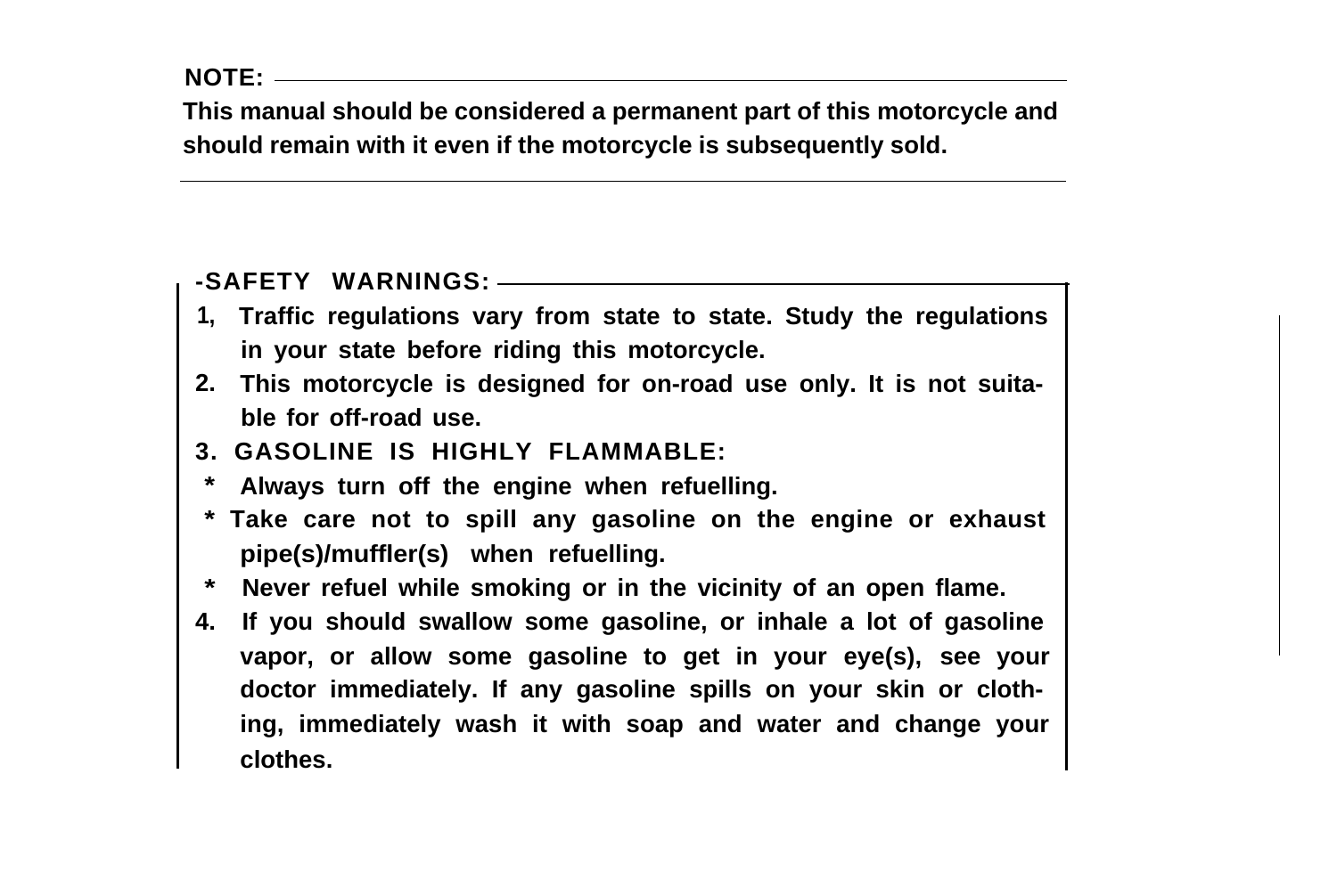**NOTE:**

**This manual should be considered a permanent part of this motorcycle and should remain with it even if the motorcycle is subsequently sold.**

---

**-SAFETY WARNINGS:**

1, Traffic regulations vary from state to state. Study the regulations in your state before riding this motorcycle.

2. This motorcycle is designed for on-road use only. It is not suitable for off-road use.

3. GASOLINE IS HIGHLY FLAMMABLE:

   * Always turn off the engine when refuelling.
   * Take care not to spill any gasoline on the engine or exhaust pipe(s)/muffler(s) when refuelling.
   * Never refuel while smoking or in the vicinity of an open flame.

4. If you should swallow some gasoline, or inhale a lot of gasoline vapor, or allow some gasoline to get in your eye(s), see your doctor immediately. If any gasoline spills on your skin or clothing, immediately wash it with soap and water and change your clothes.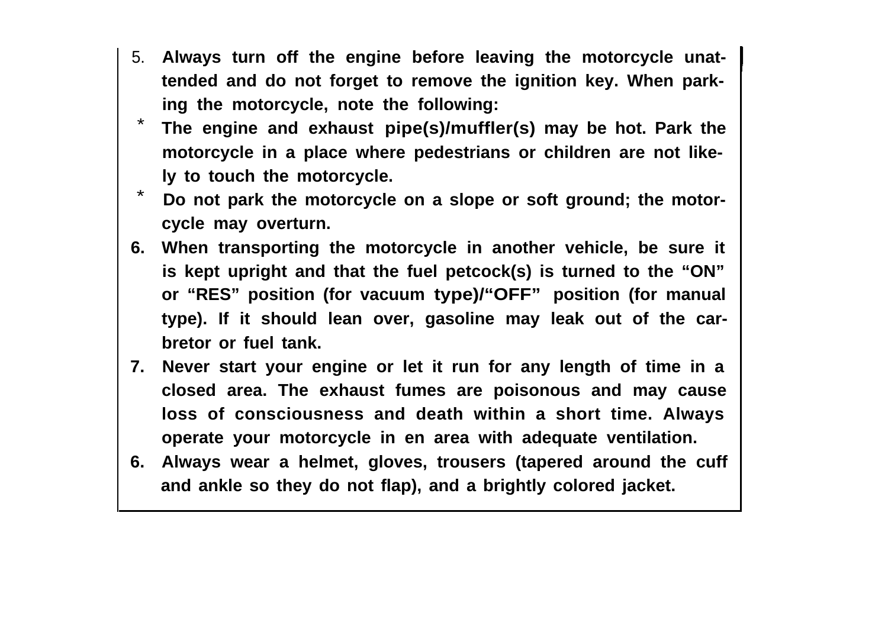5. **Always turn off the engine before leaving the motorcycle unattended and do not forget to remove the ignition key. When parking the motorcycle, note the following:**
   * **The engine and exhaust pipe(s)/muffler(s) may be hot. Park the motorcycle in a place where pedestrians or children are not likely to touch the motorcycle.**
   * **Do not park the motorcycle on a slope or soft ground; the motorcycle may overturn.**
6. **When transporting the motorcycle in another vehicle, be sure it is kept upright and that the fuel petcock(s) is turned to the "ON" or "RES" position (for vacuum type)/"OFF" position (for manual type). If it should lean over, gasoline may leak out of the carbretor or fuel tank.**
7. **Never start your engine or let it run for any length of time in a closed area. The exhaust fumes are poisonous and may cause loss of consciousness and death within a short time. Always operate your motorcycle in en area with adequate ventilation.**
6. **Always wear a helmet, gloves, trousers (tapered around the cuff and ankle so they do not flap), and a brightly colored jacket.**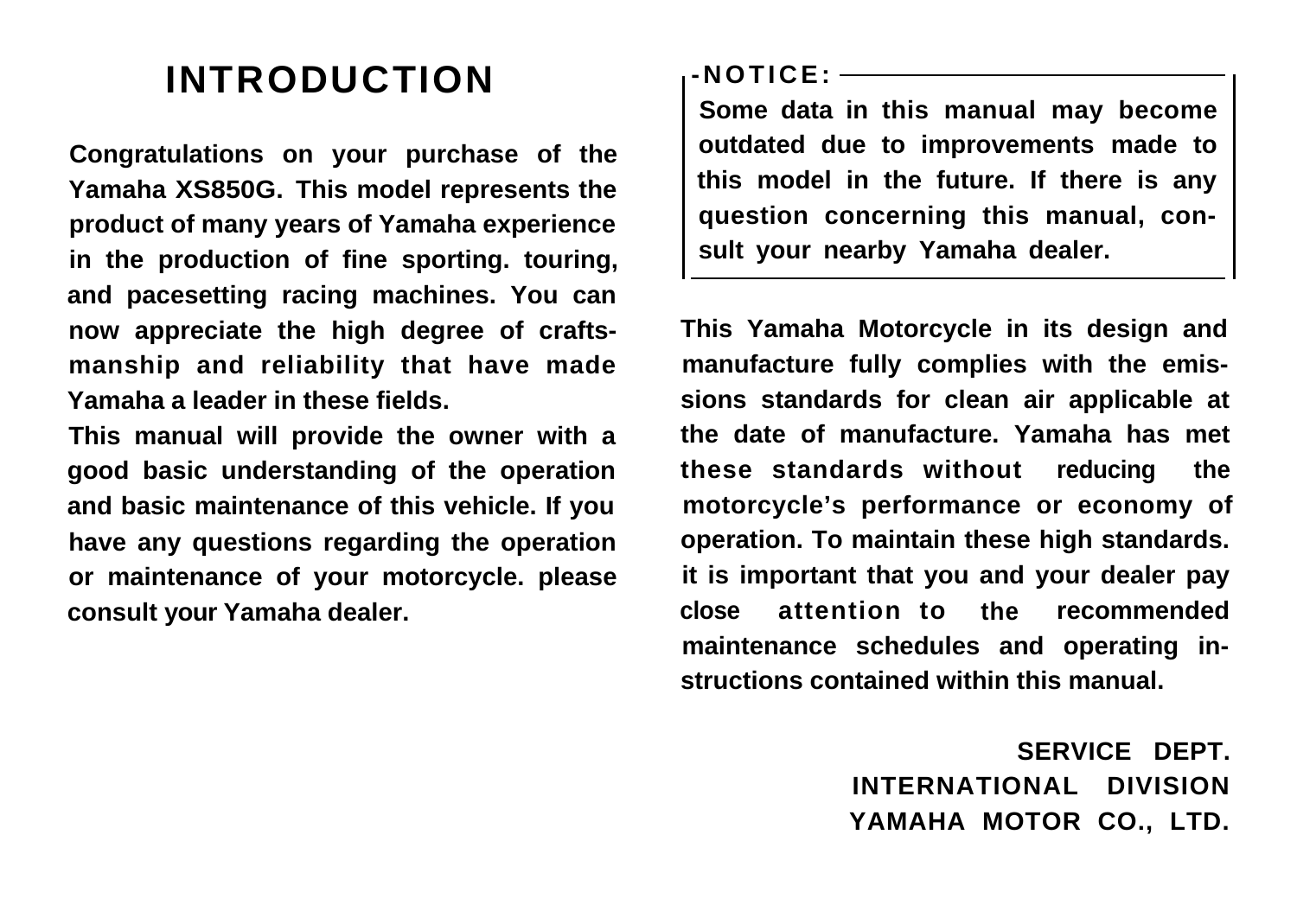# INTRODUCTION

Congratulations on your purchase of the Yamaha XS850G. This model represents the product of many years of Yamaha experience in the production of fine sporting. touring, and pacesetting racing machines. You can now appreciate the high degree of craftsmanship and reliability that have made Yamaha a leader in these fields.

This manual will provide the owner with a good basic understanding of the operation and basic maintenance of this vehicle. If you have any questions regarding the operation or maintenance of your motorcycle. please consult your Yamaha dealer.

**NOTICE:**

Some data in this manual may become outdated due to improvements made to this model in the future. If there is any question concerning this manual, consult your nearby Yamaha dealer.

This Yamaha Motorcycle in its design and manufacture fully complies with the emissions standards for clean air applicable at the date of manufacture. Yamaha has met these standards without reducing the motorcycle's performance or economy of operation. To maintain these high standards. it is important that you and your dealer pay close attention to the recommended maintenance schedules and operating instructions contained within this manual.

SERVICE DEPT.
INTERNATIONAL DIVISION
YAMAHA MOTOR CO., LTD.